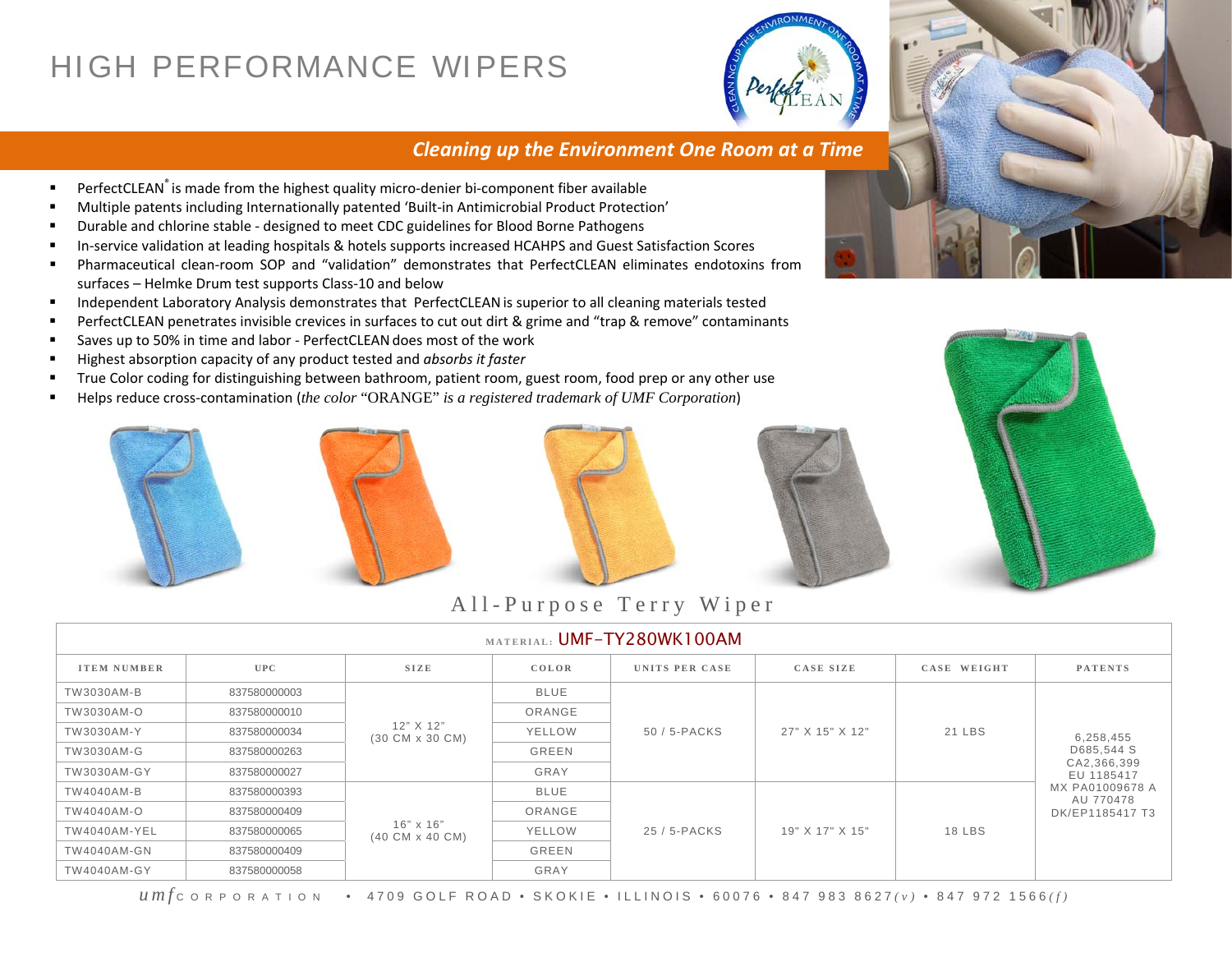# HIGH PERFORMANCE WIPERS

*Cleaning up the Environment One Room at a Time*

- PerfectCLEAN® is made from the highest quality micro-denier bi-component fiber available
- Multiple patents including Internationally patented 'Built-in Antimicrobial Product Protection'
- Durable and chlorine stable - designed to meet CDC guidelines for Blood Borne Pathogens
- In-service validation at leading hospitals & hotels supports increased HCAHPS and Guest Satisfaction Scores
- Pharmaceutical clean-room SOP and "validation" demonstrates that PerfectCLEAN eliminates endotoxins from surfaces – Helmke Drum test supports Class-10 and below
- Independent Laboratory Analysis demonstrates that PerfectCLEAN is superior to all cleaning materials tested
- PerfectCLEAN penetrates invisible crevices in surfaces to cut out dirt & grime and "trap & remove" contaminants
- Saves up to 50% in time and labor - PerfectCLEAN does most of the work
- Highest absorption capacity of any product tested and *absorbs it faster*
- True Color coding for distinguishing between bathroom, patient room, guest room, food prep or any other use
- Helps reduce cross-contamination (*the color* "ORANGE" *is a registered trademark of UMF Corporation*)

## All-Purpose Terry Wiper

MATERIAL: UMF-TY280WK100AM

| ITEM NUMBER | UPC | SIZE | COLOR | UNITS PER CASE | CASE SIZE | CASE WEIGHT | PATENTS |
|---|---|---|---|---|---|---|---|
| TW3030AM-B | 837580000003 | 12" X 12" (30 CM x 30 CM) | BLUE | 50 / 5-PACKS | 27" X 15" X 12" | 21 LBS | 6,258,455 D685,544 S CA2,366,399 EU 1185417 MX PA01009678 A AU 770478 DK/EP1185417 T3 |
| TW3030AM-O | 837580000010 | | ORANGE | | | | |
| TW3030AM-Y | 837580000034 | | YELLOW | | | | |
| TW3030AM-G | 837580000263 | | GREEN | | | | |
| TW3030AM-GY | 837580000027 | | GRAY | | | | |
| TW4040AM-B | 837580000393 | 16" x 16" (40 CM x 40 CM) | BLUE | 25 / 5-PACKS | 19" X 17" X 15" | 18 LBS | |
| TW4040AM-O | 837580000409 | | ORANGE | | | | |
| TW4040AM-YEL | 837580000065 | | YELLOW | | | | |
| TW4040AM-GN | 837580000409 | | GREEN | | | | |
| TW4040AM-GY | 837580000058 | | GRAY | | | | |

umf CORPORATION • 4709 GOLF ROAD • SKOKIE • ILLINOIS • 60076 • 847 983 8627 (v) • 847 972 1566 (f)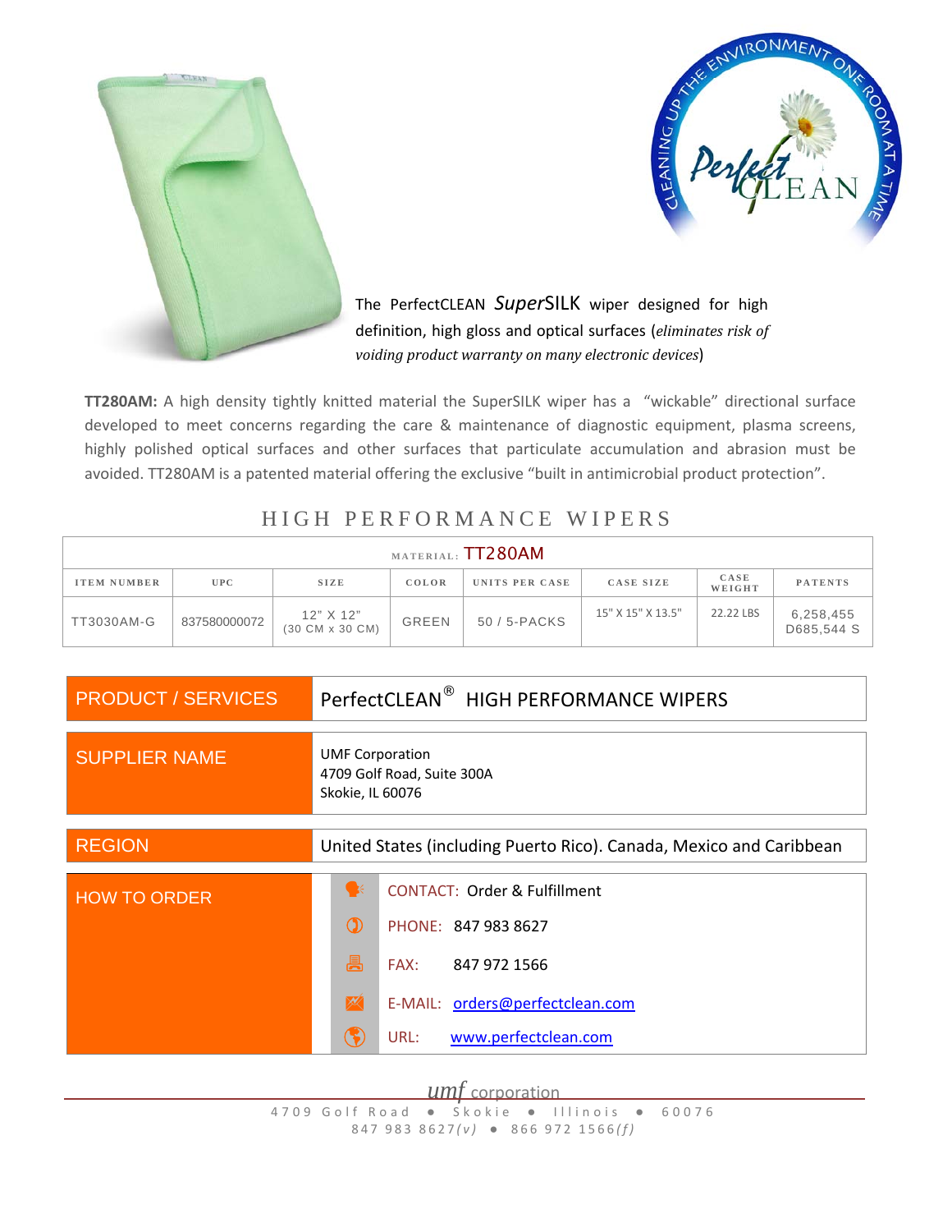The PerfectCLEAN *Super*SILK wiper designed for high definition, high gloss and optical surfaces (*eliminates risk of voiding product warranty on many electronic devices*)

**TT280AM:** A high density tightly knitted material the SuperSILK wiper has a "wickable" directional surface developed to meet concerns regarding the care & maintenance of diagnostic equipment, plasma screens, highly polished optical surfaces and other surfaces that particulate accumulation and abrasion must be avoided. TT280AM is a patented material offering the exclusive "built in antimicrobial product protection".

## HIGH PERFORMANCE WIPERS

| MATERIAL: TT280AM | | | | | | | |
|---|---|---|---|---|---|---|---|
| ITEM NUMBER | UPC | SIZE | COLOR | UNITS PER CASE | CASE SIZE | CASE WEIGHT | PATENTS |
| TT3030AM-G | 837580000072 | 12" X 12" (30 CM x 30 CM) | GREEN | 50 / 5-PACKS | 15" X 15" X 13.5" | 22.22 LBS | 6,258,455 D685,544 S |

| | |
|---|---|
| PRODUCT / SERVICES | PerfectCLEAN® HIGH PERFORMANCE WIPERS |
| SUPPLIER NAME | UMF Corporation<br>4709 Golf Road, Suite 300A<br>Skokie, IL 60076 |
| REGION | United States (including Puerto Rico). Canada, Mexico and Caribbean |
| HOW TO ORDER | CONTACT: Order & Fulfillment<br>PHONE: 847 983 8627<br>FAX: 847 972 1566<br>E-MAIL: orders@perfectclean.com<br>URL: www.perfectclean.com |

*umf* corporation

4709 Golf Road ● Skokie ● Illinois ● 60076

847 983 8627*(v)* ● 866 972 1566*(f)*